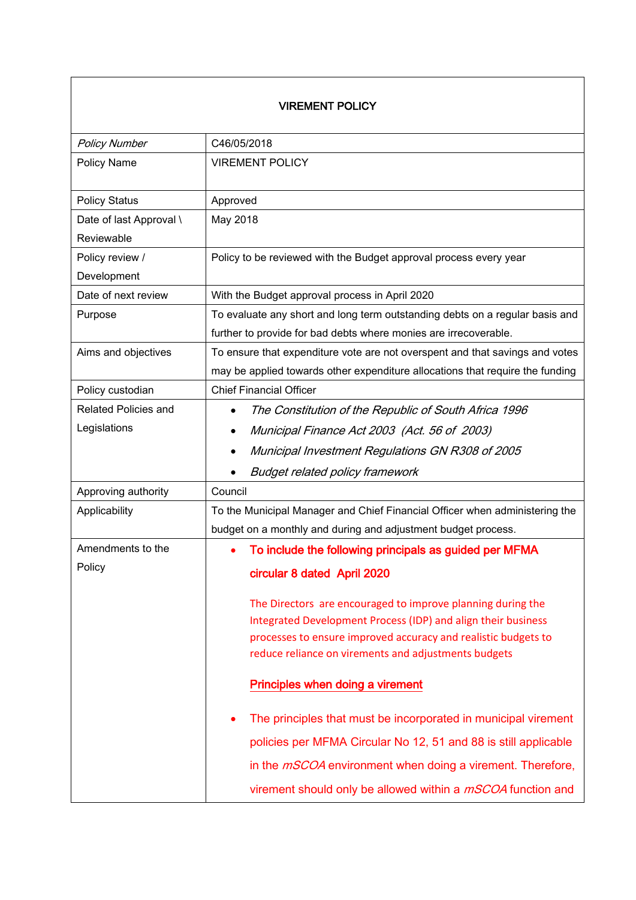| VIREMENT POLICY | |
|---|---|
| *Policy Number* | C46/05/2018 |
| Policy Name | VIREMENT POLICY |
| Policy Status | Approved |
| Date of last Approval \ Reviewable | May 2018 |
| Policy review / Development | Policy to be reviewed with the Budget approval process every year |
| Date of next review | With the Budget approval process in April 2020 |
| Purpose | To evaluate any short and long term outstanding debts on a regular basis and further to provide for bad debts where monies are irrecoverable. |
| Aims and objectives | To ensure that expenditure vote are not overspent and that savings and votes may be applied towards other expenditure allocations that require the funding |
| Policy custodian | Chief Financial Officer |
| Related Policies and Legislations | • *The Constitution of the Republic of South Africa 1996*<br>• *Municipal Finance Act 2003 (Act. 56 of 2003)*<br>• *Municipal Investment Regulations GN R308 of 2005*<br>• *Budget related policy framework* |
| Approving authority | Council |
| Applicability | To the Municipal Manager and Chief Financial Officer when administering the budget on a monthly and during and adjustment budget process. |
| Amendments to the Policy | • **To include the following principals as guided per MFMA circular 8 dated April 2020**<br><br>The Directors are encouraged to improve planning during the Integrated Development Process (IDP) and align their business processes to ensure improved accuracy and realistic budgets to reduce reliance on virements and adjustments budgets<br><br>**Principles when doing a virement**<br><br>• The principles that must be incorporated in municipal virement policies per MFMA Circular No 12, 51 and 88 is still applicable in the *mSCOA* environment when doing a virement. Therefore, virement should only be allowed within a *mSCOA* function and |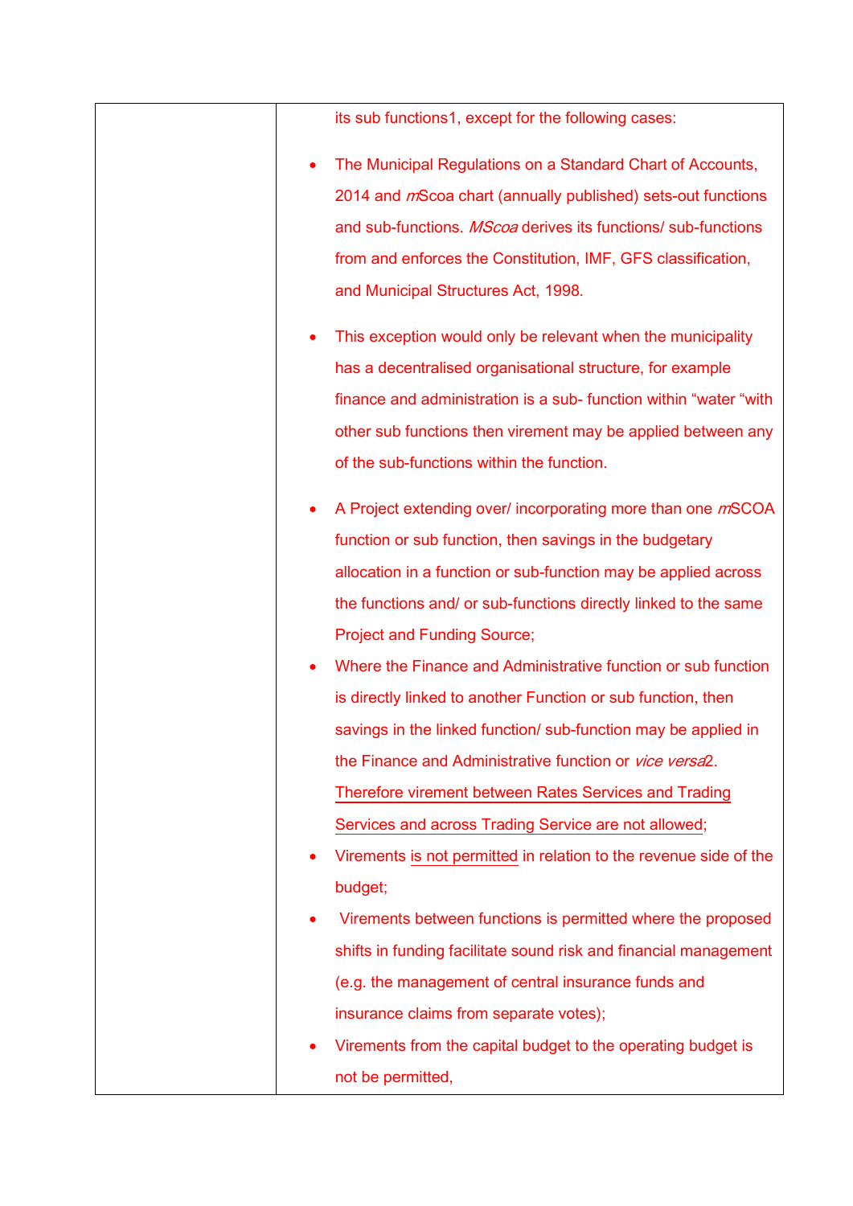| | its sub functions1, except for the following cases:<br><br>• The Municipal Regulations on a Standard Chart of Accounts, 2014 and *m*Scoa chart (annually published) sets-out functions and sub-functions. *MScoa* derives its functions/ sub-functions from and enforces the Constitution, IMF, GFS classification, and Municipal Structures Act, 1998.<br><br>• This exception would only be relevant when the municipality has a decentralised organisational structure, for example finance and administration is a sub- function within "water "with other sub functions then virement may be applied between any of the sub-functions within the function.<br><br>• A Project extending over/ incorporating more than one *m*SCOA function or sub function, then savings in the budgetary allocation in a function or sub-function may be applied across the functions and/ or sub-functions directly linked to the same Project and Funding Source;<br>• Where the Finance and Administrative function or sub function is directly linked to another Function or sub function, then savings in the linked function/ sub-function may be applied in the Finance and Administrative function or *vice versa*2. <u>Therefore virement between Rates Services and Trading Services and across Trading Service are not allowed</u>;<br>• Virements <u>is not permitted</u> in relation to the revenue side of the budget;<br>• Virements between functions is permitted where the proposed shifts in funding facilitate sound risk and financial management (e.g. the management of central insurance funds and insurance claims from separate votes);<br>• Virements from the capital budget to the operating budget is not be permitted, |
|---|---|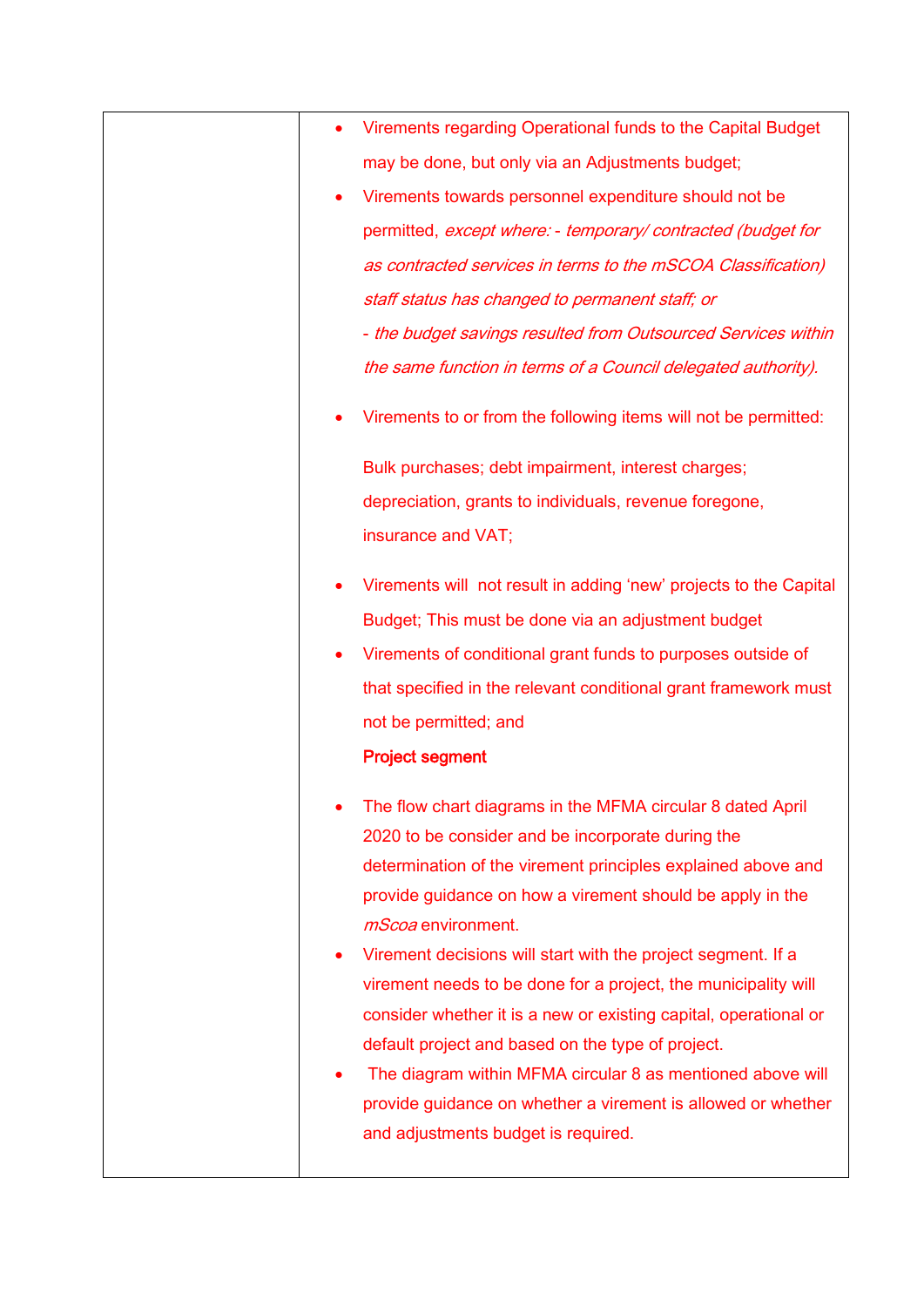| | |
|---|---|
| | • Virements regarding Operational funds to the Capital Budget may be done, but only via an Adjustments budget;<br>• Virements towards personnel expenditure should not be permitted, *except where: - temporary/ contracted (budget for as contracted services in terms to the mSCOA Classification) staff status has changed to permanent staff; or*<br>*- the budget savings resulted from Outsourced Services within the same function in terms of a Council delegated authority).*<br>• Virements to or from the following items will not be permitted:<br><br>Bulk purchases; debt impairment, interest charges; depreciation, grants to individuals, revenue foregone, insurance and VAT;<br><br>• Virements will not result in adding 'new' projects to the Capital Budget; This must be done via an adjustment budget<br>• Virements of conditional grant funds to purposes outside of that specified in the relevant conditional grant framework must not be permitted; and<br>**Project segment**<br><br>• The flow chart diagrams in the MFMA circular 8 dated April 2020 to be consider and be incorporate during the determination of the virement principles explained above and provide guidance on how a virement should be apply in the *mScoa* environment.<br>• Virement decisions will start with the project segment. If a virement needs to be done for a project, the municipality will consider whether it is a new or existing capital, operational or default project and based on the type of project.<br>• The diagram within MFMA circular 8 as mentioned above will provide guidance on whether a virement is allowed or whether and adjustments budget is required. |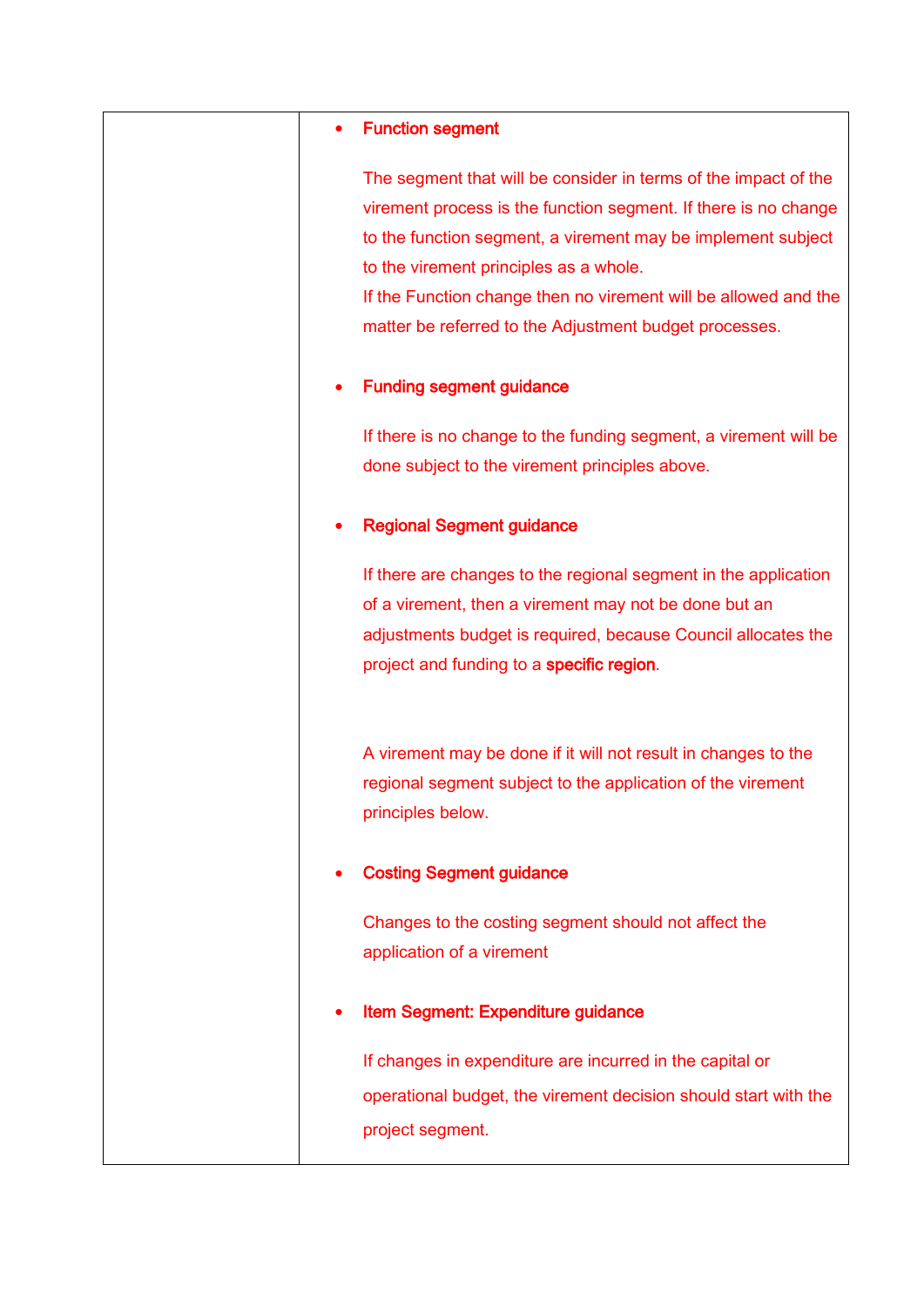|  | <ul><li>**Function segment**<br><br>The segment that will be consider in terms of the impact of the virement process is the function segment. If there is no change to the function segment, a virement may be implement subject to the virement principles as a whole.<br>If the Function change then no virement will be allowed and the matter be referred to the Adjustment budget processes.<br><br></li><li>**Funding segment guidance**<br><br>If there is no change to the funding segment, a virement will be done subject to the virement principles above.<br><br></li><li>**Regional Segment guidance**<br><br>If there are changes to the regional segment in the application of a virement, then a virement may not be done but an adjustments budget is required, because Council allocates the project and funding to a **specific region**.<br><br>A virement may be done if it will not result in changes to the regional segment subject to the application of the virement principles below.<br><br></li><li>**Costing Segment guidance**<br><br>Changes to the costing segment should not affect the application of a virement<br><br></li><li>**Item Segment: Expenditure guidance**<br><br>If changes in expenditure are incurred in the capital or operational budget, the virement decision should start with the project segment.</li></ul> |
|---|---|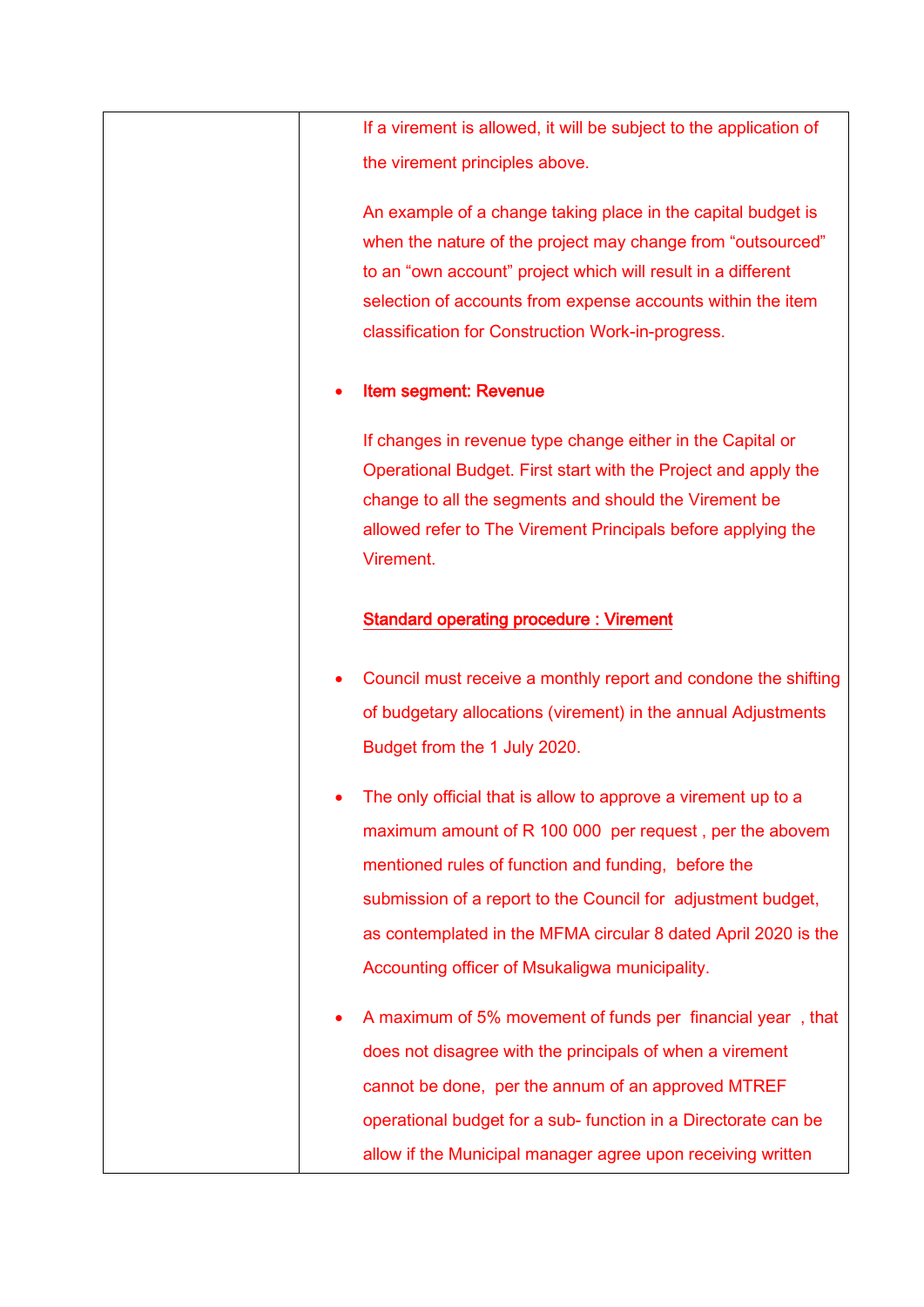| | If a virement is allowed, it will be subject to the application of the virement principles above.<br><br>An example of a change taking place in the capital budget is when the nature of the project may change from "outsourced" to an "own account" project which will result in a different selection of accounts from expense accounts within the item classification for Construction Work-in-progress.<br><br>• **Item segment: Revenue**<br><br>If changes in revenue type change either in the Capital or Operational Budget. First start with the Project and apply the change to all the segments and should the Virement be allowed refer to The Virement Principals before applying the Virement.<br><br>**<u>Standard operating procedure : Virement</u>**<br><br>• Council must receive a monthly report and condone the shifting of budgetary allocations (virement) in the annual Adjustments Budget from the 1 July 2020.<br><br>• The only official that is allow to approve a virement up to a maximum amount of R 100 000 per request , per the abovem mentioned rules of function and funding, before the submission of a report to the Council for adjustment budget, as contemplated in the MFMA circular 8 dated April 2020 is the Accounting officer of Msukaligwa municipality.<br><br>• A maximum of 5% movement of funds per financial year , that does not disagree with the principals of when a virement cannot be done, per the annum of an approved MTREF operational budget for a sub- function in a Directorate can be allow if the Municipal manager agree upon receiving written |
|---|---|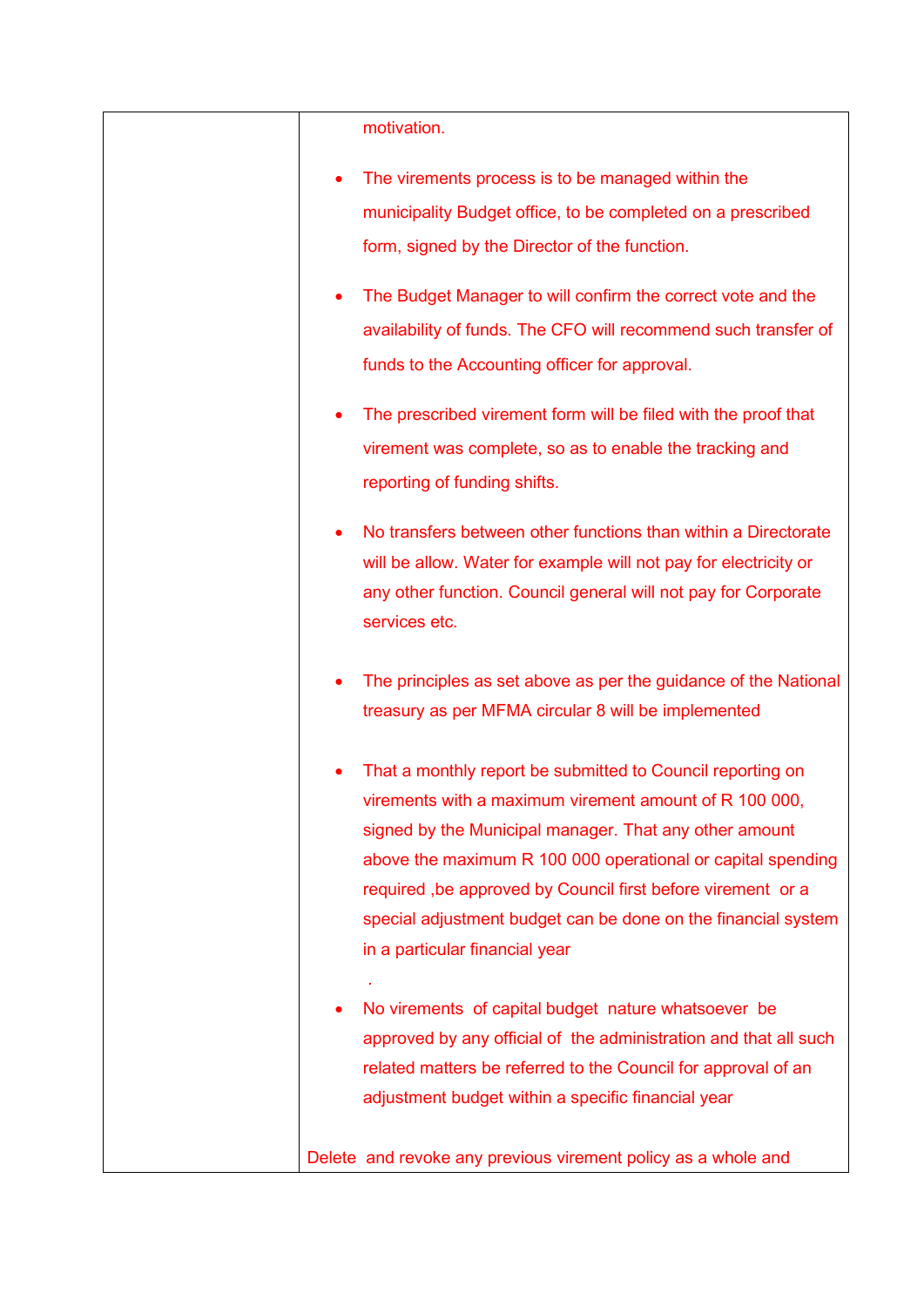| | motivation.<br><br>• The virements process is to be managed within the municipality Budget office, to be completed on a prescribed form, signed by the Director of the function.<br><br>• The Budget Manager to will confirm the correct vote and the availability of funds. The CFO will recommend such transfer of funds to the Accounting officer for approval.<br><br>• The prescribed virement form will be filed with the proof that virement was complete, so as to enable the tracking and reporting of funding shifts.<br><br>• No transfers between other functions than within a Directorate will be allow. Water for example will not pay for electricity or any other function. Council general will not pay for Corporate services etc.<br><br>• The principles as set above as per the guidance of the National treasury as per MFMA circular 8 will be implemented<br><br>• That a monthly report be submitted to Council reporting on virements with a maximum virement amount of R 100 000, signed by the Municipal manager. That any other amount above the maximum R 100 000 operational or capital spending required ,be approved by Council first before virement or a special adjustment budget can be done on the financial system in a particular financial year<br>.<br>• No virements of capital budget nature whatsoever be approved by any official of the administration and that all such related matters be referred to the Council for approval of an adjustment budget within a specific financial year<br><br>Delete and revoke any previous virement policy as a whole and |
|---|---|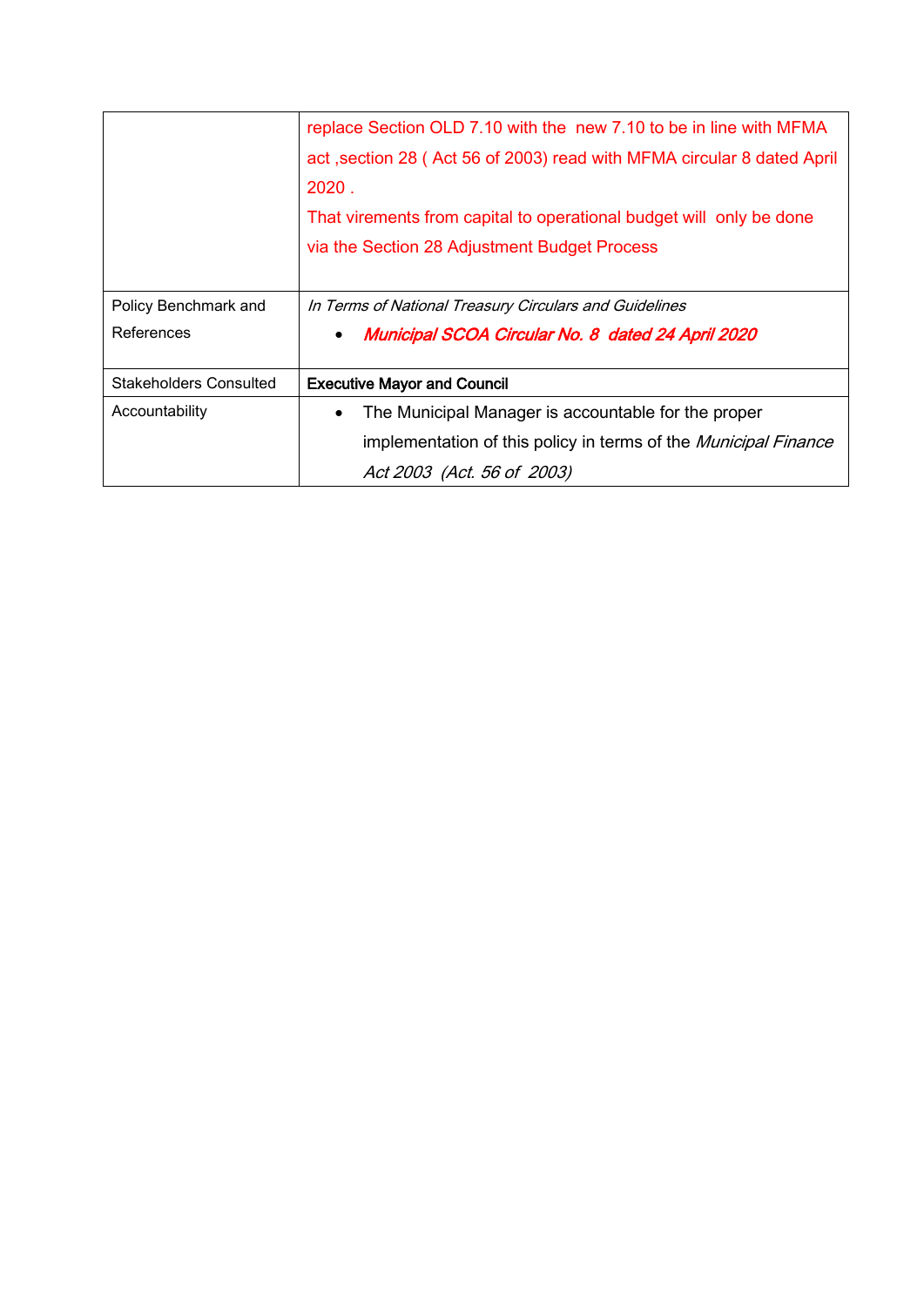| | |
|---|---|
| | replace Section OLD 7.10 with the new 7.10 to be in line with MFMA act ,section 28 ( Act 56 of 2003) read with MFMA circular 8 dated April 2020 .<br>That virements from capital to operational budget will only be done via the Section 28 Adjustment Budget Process |
| Policy Benchmark and References | *In Terms of National Treasury Circulars and Guidelines*<br>• ***Municipal SCOA Circular No. 8 dated 24 April 2020*** |
| Stakeholders Consulted | **Executive Mayor and Council** |
| Accountability | • The Municipal Manager is accountable for the proper implementation of this policy in terms of the *Municipal Finance Act 2003 (Act. 56 of 2003)* |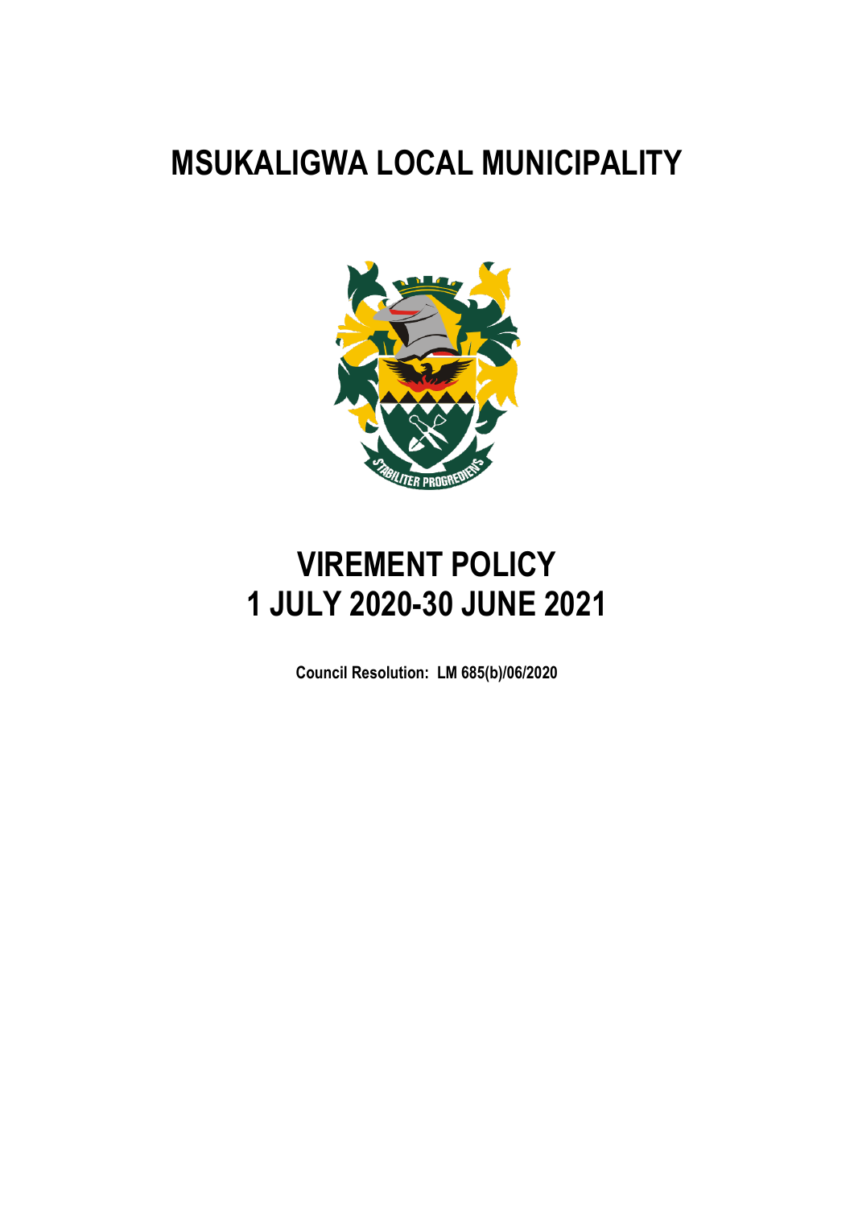# MSUKALIGWA LOCAL MUNICIPALITY

# VIREMENT POLICY
# 1 JULY 2020-30 JUNE 2021

**Council Resolution: LM 685(b)/06/2020**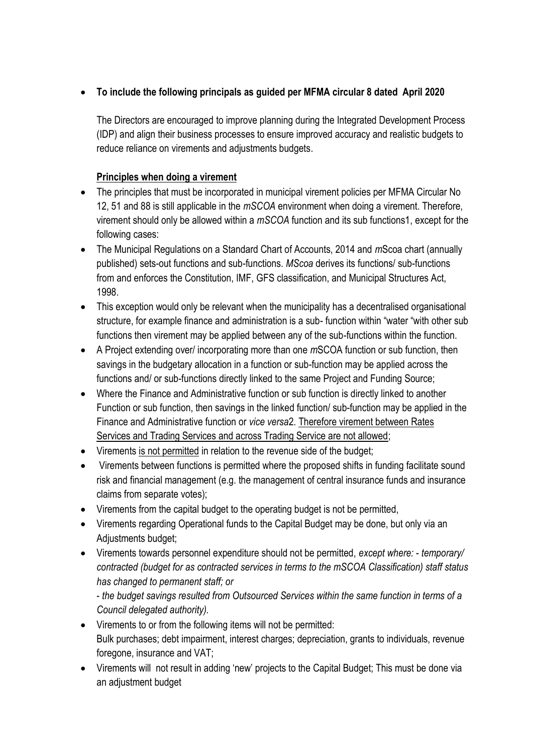- **To include the following principals as guided per MFMA circular 8 dated April 2020**

  The Directors are encouraged to improve planning during the Integrated Development Process (IDP) and align their business processes to ensure improved accuracy and realistic budgets to reduce reliance on virements and adjustments budgets.

  **Principles when doing a virement**

- The principles that must be incorporated in municipal virement policies per MFMA Circular No 12, 51 and 88 is still applicable in the *mSCOA* environment when doing a virement. Therefore, virement should only be allowed within a *mSCOA* function and its sub functions1, except for the following cases:
- The Municipal Regulations on a Standard Chart of Accounts, 2014 and *m*Scoa chart (annually published) sets-out functions and sub-functions. *MScoa* derives its functions/ sub-functions from and enforces the Constitution, IMF, GFS classification, and Municipal Structures Act, 1998.
- This exception would only be relevant when the municipality has a decentralised organisational structure, for example finance and administration is a sub- function within "water "with other sub functions then virement may be applied between any of the sub-functions within the function.
- A Project extending over/ incorporating more than one *m*SCOA function or sub function, then savings in the budgetary allocation in a function or sub-function may be applied across the functions and/ or sub-functions directly linked to the same Project and Funding Source;
- Where the Finance and Administrative function or sub function is directly linked to another Function or sub function, then savings in the linked function/ sub-function may be applied in the Finance and Administrative function or *vice versa*2. Therefore virement between Rates Services and Trading Services and across Trading Service are not allowed;
- Virements is not permitted in relation to the revenue side of the budget;
- Virements between functions is permitted where the proposed shifts in funding facilitate sound risk and financial management (e.g. the management of central insurance funds and insurance claims from separate votes);
- Virements from the capital budget to the operating budget is not be permitted,
- Virements regarding Operational funds to the Capital Budget may be done, but only via an Adjustments budget;
- Virements towards personnel expenditure should not be permitted, *except where: - temporary/ contracted (budget for as contracted services in terms to the mSCOA Classification) staff status has changed to permanent staff; or*

  *- the budget savings resulted from Outsourced Services within the same function in terms of a Council delegated authority).*
- Virements to or from the following items will not be permitted:
  Bulk purchases; debt impairment, interest charges; depreciation, grants to individuals, revenue foregone, insurance and VAT;
- Virements will not result in adding 'new' projects to the Capital Budget; This must be done via an adjustment budget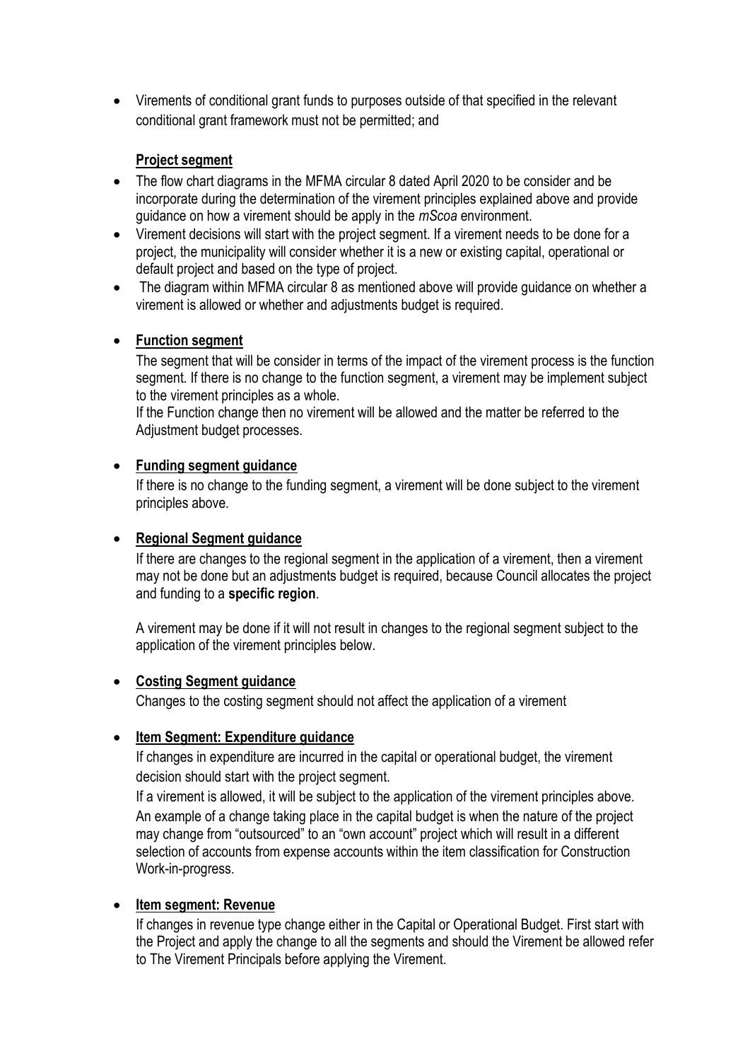- Virements of conditional grant funds to purposes outside of that specified in the relevant conditional grant framework must not be permitted; and

**Project segment**

- The flow chart diagrams in the MFMA circular 8 dated April 2020 to be consider and be incorporate during the determination of the virement principles explained above and provide guidance on how a virement should be apply in the *mScoa* environment.
- Virement decisions will start with the project segment. If a virement needs to be done for a project, the municipality will consider whether it is a new or existing capital, operational or default project and based on the type of project.
- The diagram within MFMA circular 8 as mentioned above will provide guidance on whether a virement is allowed or whether and adjustments budget is required.

- **Function segment**

  The segment that will be consider in terms of the impact of the virement process is the function segment. If there is no change to the function segment, a virement may be implement subject to the virement principles as a whole.

  If the Function change then no virement will be allowed and the matter be referred to the Adjustment budget processes.

- **Funding segment guidance**

  If there is no change to the funding segment, a virement will be done subject to the virement principles above.

- **Regional Segment guidance**

  If there are changes to the regional segment in the application of a virement, then a virement may not be done but an adjustments budget is required, because Council allocates the project and funding to a **specific region**.

  A virement may be done if it will not result in changes to the regional segment subject to the application of the virement principles below.

- **Costing Segment guidance**

  Changes to the costing segment should not affect the application of a virement

- **Item Segment: Expenditure guidance**

  If changes in expenditure are incurred in the capital or operational budget, the virement decision should start with the project segment.

  If a virement is allowed, it will be subject to the application of the virement principles above.

  An example of a change taking place in the capital budget is when the nature of the project may change from "outsourced" to an "own account" project which will result in a different selection of accounts from expense accounts within the item classification for Construction Work-in-progress.

- **Item segment: Revenue**

  If changes in revenue type change either in the Capital or Operational Budget. First start with the Project and apply the change to all the segments and should the Virement be allowed refer to The Virement Principals before applying the Virement.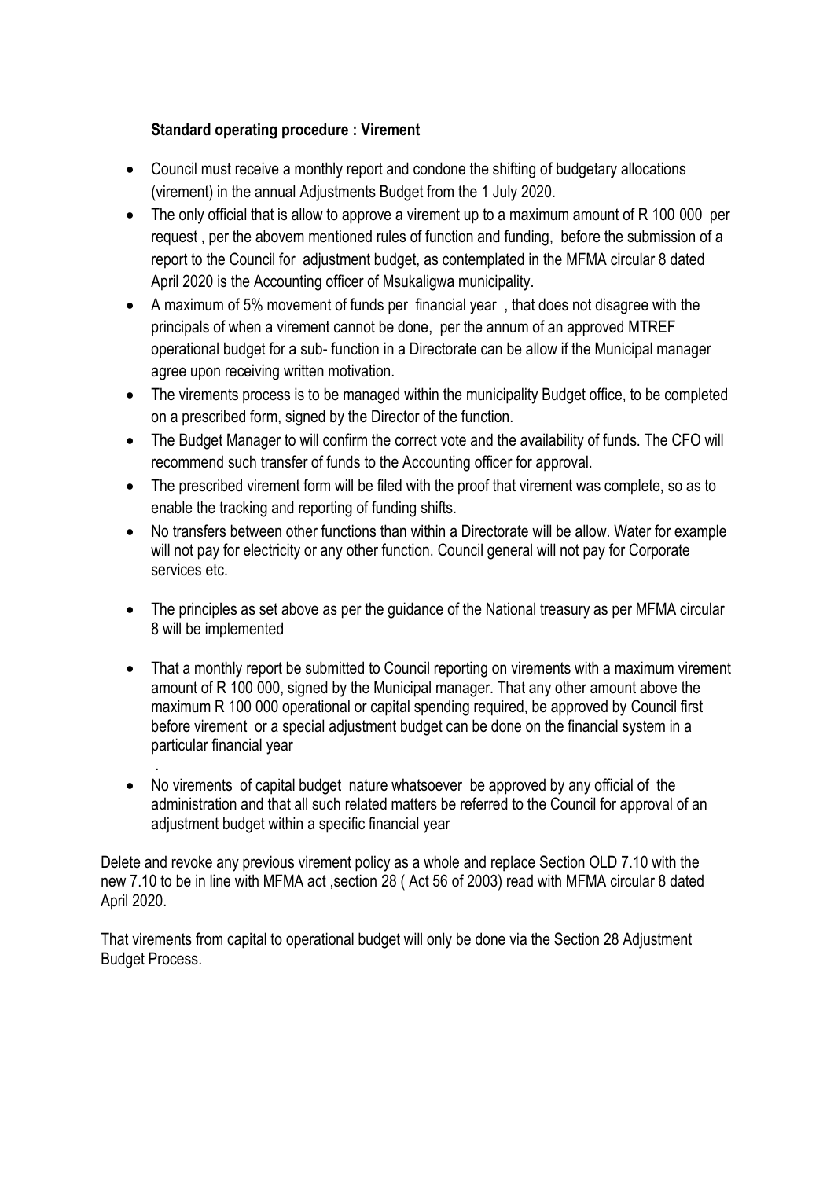**Standard operating procedure : Virement**

- Council must receive a monthly report and condone the shifting of budgetary allocations (virement) in the annual Adjustments Budget from the 1 July 2020.
- The only official that is allow to approve a virement up to a maximum amount of R 100 000 per request , per the abovem mentioned rules of function and funding, before the submission of a report to the Council for adjustment budget, as contemplated in the MFMA circular 8 dated April 2020 is the Accounting officer of Msukaligwa municipality.
- A maximum of 5% movement of funds per financial year , that does not disagree with the principals of when a virement cannot be done, per the annum of an approved MTREF operational budget for a sub- function in a Directorate can be allow if the Municipal manager agree upon receiving written motivation.
- The virements process is to be managed within the municipality Budget office, to be completed on a prescribed form, signed by the Director of the function.
- The Budget Manager to will confirm the correct vote and the availability of funds. The CFO will recommend such transfer of funds to the Accounting officer for approval.
- The prescribed virement form will be filed with the proof that virement was complete, so as to enable the tracking and reporting of funding shifts.
- No transfers between other functions than within a Directorate will be allow. Water for example will not pay for electricity or any other function. Council general will not pay for Corporate services etc.
- The principles as set above as per the guidance of the National treasury as per MFMA circular 8 will be implemented
- That a monthly report be submitted to Council reporting on virements with a maximum virement amount of R 100 000, signed by the Municipal manager. That any other amount above the maximum R 100 000 operational or capital spending required, be approved by Council first before virement or a special adjustment budget can be done on the financial system in a particular financial year
- No virements of capital budget nature whatsoever be approved by any official of the administration and that all such related matters be referred to the Council for approval of an adjustment budget within a specific financial year

Delete and revoke any previous virement policy as a whole and replace Section OLD 7.10 with the new 7.10 to be in line with MFMA act ,section 28 ( Act 56 of 2003) read with MFMA circular 8 dated April 2020.

That virements from capital to operational budget will only be done via the Section 28 Adjustment Budget Process.